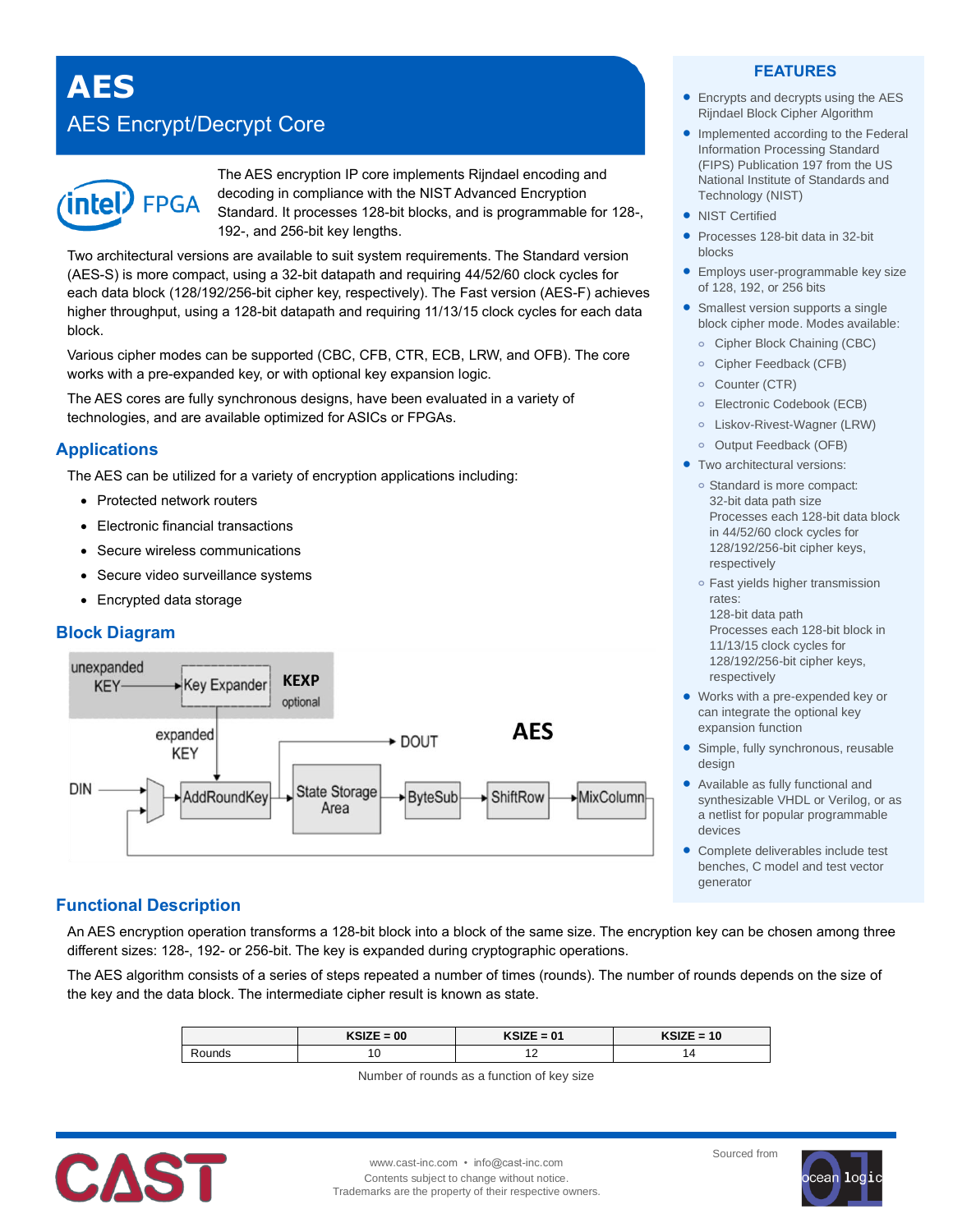# AES

## AES Encrypt/Decrypt Core

The AES encryption IP core implements Rijndael encoding and decoding in compliance with the NIST Advanced Encryption Standard. It processes 128-bit blocks, and is programmable for 128-, 192-, and 256-bit key lengths.

Two architectural versions are available to suit system requirements. The Standard version (AES-S) is more compact, using a 32-bit datapath and requiring 44/52/60 clock cycles for each data block (128/192/256-bit cipher key, respectively). The Fast version (AES-F) achieves higher throughput, using a 128-bit datapath and requiring 11/13/15 clock cycles for each data block.

Various cipher modes can be supported (CBC, CFB, CTR, ECB, LRW, and OFB). The core works with a pre-expanded key, or with optional key expansion logic.

The AES cores are fully synchronous designs, have been evaluated in a variety of technologies, and are available optimized for ASICs or FPGAs.

## Applications

The AES can be utilized for a variety of encryption applications including:

- Protected network routers
- Electronic financial transactions
- Secure wireless communications
- Secure video surveillance systems
- Encrypted data storage

## Block Diagram

unexpanded KEY → Key Expander (KEXP optional) → expanded KEY → AddRoundKey

DIN → AddRoundKey → State Storage Area → ByteSub → ShiftRow → MixColumn (feedback); State Storage Area → DOUT

AES

## FEATURES

- Encrypts and decrypts using the AES Rijndael Block Cipher Algorithm
- Implemented according to the Federal Information Processing Standard (FIPS) Publication 197 from the US National Institute of Standards and Technology (NIST)
- NIST Certified
- Processes 128-bit data in 32-bit blocks
- Employs user-programmable key size of 128, 192, or 256 bits
- Smallest version supports a single block cipher mode. Modes available:
  - Cipher Block Chaining (CBC)
  - Cipher Feedback (CFB)
  - Counter (CTR)
  - Electronic Codebook (ECB)
  - Liskov-Rivest-Wagner (LRW)
  - Output Feedback (OFB)
- Two architectural versions:
  - Standard is more compact: 32-bit data path size. Processes each 128-bit data block in 44/52/60 clock cycles for 128/192/256-bit cipher keys, respectively
  - Fast yields higher transmission rates: 128-bit data path. Processes each 128-bit block in 11/13/15 clock cycles for 128/192/256-bit cipher keys, respectively
- Works with a pre-expended key or can integrate the optional key expansion function
- Simple, fully synchronous, reusable design
- Available as fully functional and synthesizable VHDL or Verilog, or as a netlist for popular programmable devices
- Complete deliverables include test benches, C model and test vector generator

## Functional Description

An AES encryption operation transforms a 128-bit block into a block of the same size. The encryption key can be chosen among three different sizes: 128-, 192- or 256-bit. The key is expanded during cryptographic operations.

The AES algorithm consists of a series of steps repeated a number of times (rounds). The number of rounds depends on the size of the key and the data block. The intermediate cipher result is known as state.

| | KSIZE = 00 | KSIZE = 01 | KSIZE = 10 |
|---|---|---|---|
| Rounds | 10 | 12 | 14 |

Number of rounds as a function of key size

www.cast-inc.com • info@cast-inc.com
Contents subject to change without notice.
Trademarks are the property of their respective owners.

Sourced from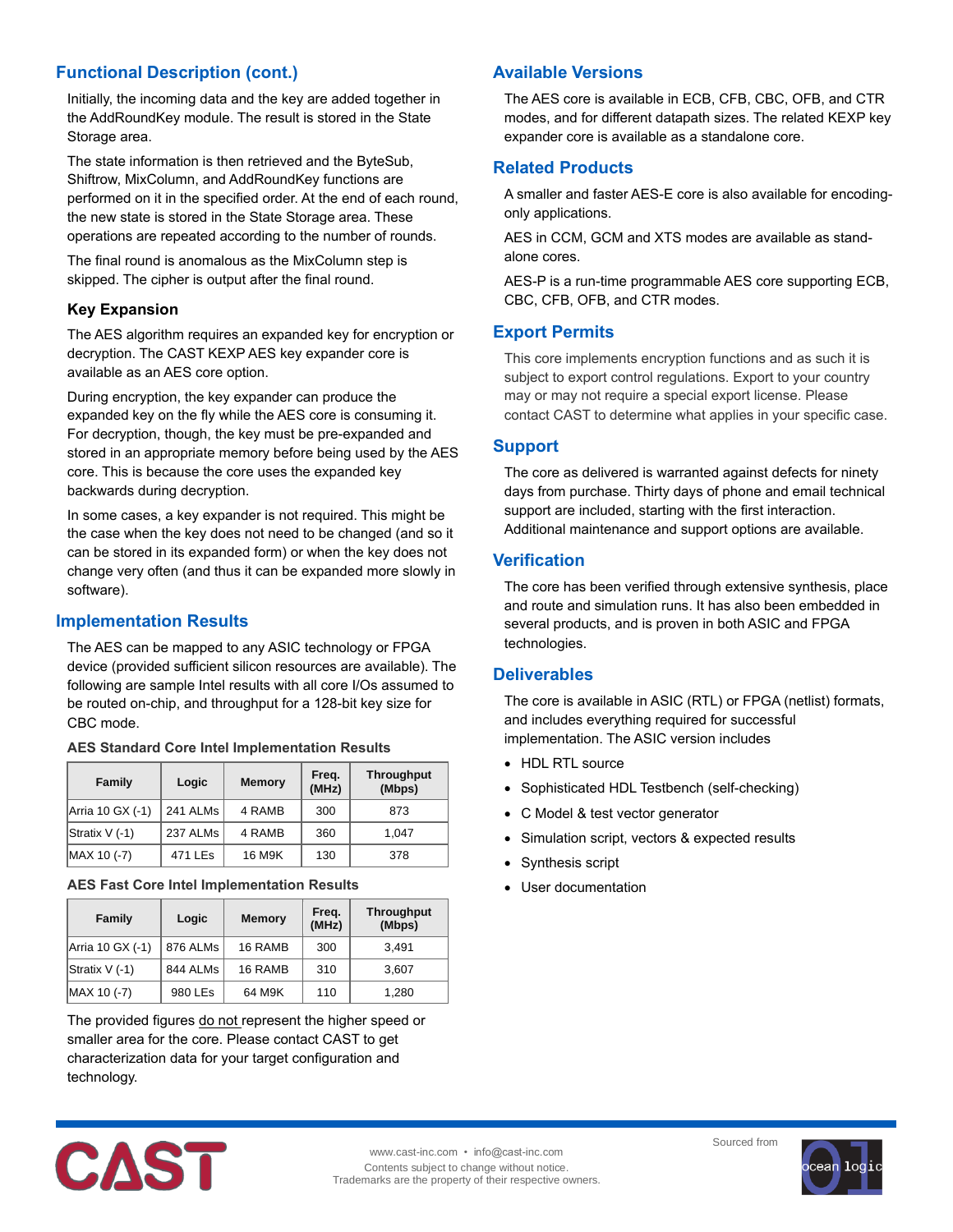## Functional Description (cont.)

Initially, the incoming data and the key are added together in the AddRoundKey module. The result is stored in the State Storage area.

The state information is then retrieved and the ByteSub, Shiftrow, MixColumn, and AddRoundKey functions are performed on it in the specified order. At the end of each round, the new state is stored in the State Storage area. These operations are repeated according to the number of rounds.

The final round is anomalous as the MixColumn step is skipped. The cipher is output after the final round.

### Key Expansion

The AES algorithm requires an expanded key for encryption or decryption. The CAST KEXP AES key expander core is available as an AES core option.

During encryption, the key expander can produce the expanded key on the fly while the AES core is consuming it. For decryption, though, the key must be pre-expanded and stored in an appropriate memory before being used by the AES core. This is because the core uses the expanded key backwards during decryption.

In some cases, a key expander is not required. This might be the case when the key does not need to be changed (and so it can be stored in its expanded form) or when the key does not change very often (and thus it can be expanded more slowly in software).

## Implementation Results

The AES can be mapped to any ASIC technology or FPGA device (provided sufficient silicon resources are available). The following are sample Intel results with all core I/Os assumed to be routed on-chip, and throughput for a 128-bit key size for CBC mode.

**AES Standard Core Intel Implementation Results**

| Family | Logic | Memory | Freq. (MHz) | Throughput (Mbps) |
|---|---|---|---|---|
| Arria 10 GX (-1) | 241 ALMs | 4 RAMB | 300 | 873 |
| Stratix V (-1) | 237 ALMs | 4 RAMB | 360 | 1,047 |
| MAX 10 (-7) | 471 LEs | 16 M9K | 130 | 378 |

**AES Fast Core Intel Implementation Results**

| Family | Logic | Memory | Freq. (MHz) | Throughput (Mbps) |
|---|---|---|---|---|
| Arria 10 GX (-1) | 876 ALMs | 16 RAMB | 300 | 3,491 |
| Stratix V (-1) | 844 ALMs | 16 RAMB | 310 | 3,607 |
| MAX 10 (-7) | 980 LEs | 64 M9K | 110 | 1,280 |

The provided figures do not represent the higher speed or smaller area for the core. Please contact CAST to get characterization data for your target configuration and technology.

## Available Versions

The AES core is available in ECB, CFB, CBC, OFB, and CTR modes, and for different datapath sizes. The related KEXP key expander core is available as a standalone core.

## Related Products

A smaller and faster AES-E core is also available for encoding-only applications.

AES in CCM, GCM and XTS modes are available as stand-alone cores.

AES-P is a run-time programmable AES core supporting ECB, CBC, CFB, OFB, and CTR modes.

## Export Permits

This core implements encryption functions and as such it is subject to export control regulations. Export to your country may or may not require a special export license. Please contact CAST to determine what applies in your specific case.

## Support

The core as delivered is warranted against defects for ninety days from purchase. Thirty days of phone and email technical support are included, starting with the first interaction. Additional maintenance and support options are available.

## Verification

The core has been verified through extensive synthesis, place and route and simulation runs. It has also been embedded in several products, and is proven in both ASIC and FPGA technologies.

## Deliverables

The core is available in ASIC (RTL) or FPGA (netlist) formats, and includes everything required for successful implementation. The ASIC version includes

- HDL RTL source
- Sophisticated HDL Testbench (self-checking)
- C Model & test vector generator
- Simulation script, vectors & expected results
- Synthesis script
- User documentation

CAST

www.cast-inc.com • info@cast-inc.com
Contents subject to change without notice.
Trademarks are the property of their respective owners.

Sourced from ocean logic